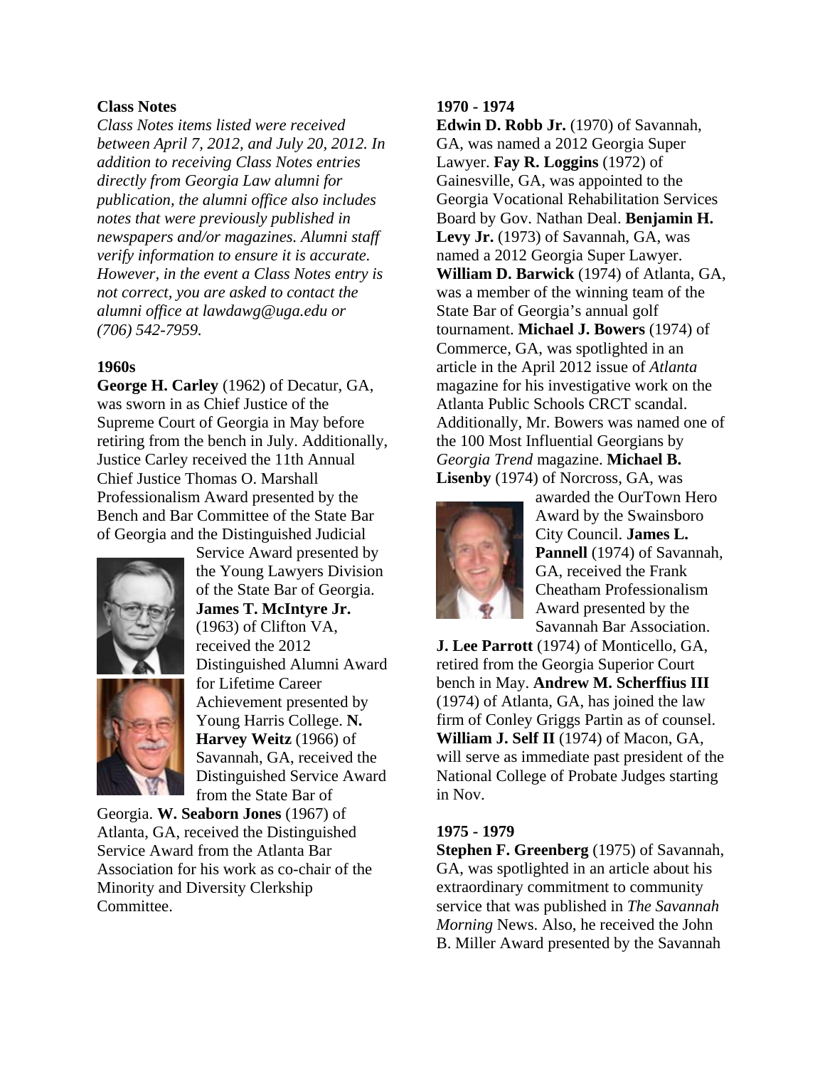**Class Notes**

*Class Notes items listed were received between April 7, 2012, and July 20, 2012. In addition to receiving Class Notes entries directly from Georgia Law alumni for publication, the alumni office also includes notes that were previously published in newspapers and/or magazines. Alumni staff verify information to ensure it is accurate. However, in the event a Class Notes entry is not correct, you are asked to contact the alumni office at lawdawg@uga.edu or (706) 542-7959.*

**1960s**

**George H. Carley** (1962) of Decatur, GA, was sworn in as Chief Justice of the Supreme Court of Georgia in May before retiring from the bench in July. Additionally, Justice Carley received the 11th Annual Chief Justice Thomas O. Marshall Professionalism Award presented by the Bench and Bar Committee of the State Bar of Georgia and the Distinguished Judicial Service Award presented by the Young Lawyers Division of the State Bar of Georgia. **James T. McIntyre Jr.** (1963) of Clifton VA, received the 2012 Distinguished Alumni Award for Lifetime Career Achievement presented by Young Harris College. **N. Harvey Weitz** (1966) of Savannah, GA, received the Distinguished Service Award from the State Bar of Georgia. **W. Seaborn Jones** (1967) of Atlanta, GA, received the Distinguished Service Award from the Atlanta Bar Association for his work as co-chair of the Minority and Diversity Clerkship Committee.

**1970 - 1974**

**Edwin D. Robb Jr.** (1970) of Savannah, GA, was named a 2012 Georgia Super Lawyer. **Fay R. Loggins** (1972) of Gainesville, GA, was appointed to the Georgia Vocational Rehabilitation Services Board by Gov. Nathan Deal. **Benjamin H. Levy Jr.** (1973) of Savannah, GA, was named a 2012 Georgia Super Lawyer. **William D. Barwick** (1974) of Atlanta, GA, was a member of the winning team of the State Bar of Georgia's annual golf tournament. **Michael J. Bowers** (1974) of Commerce, GA, was spotlighted in an article in the April 2012 issue of *Atlanta* magazine for his investigative work on the Atlanta Public Schools CRCT scandal. Additionally, Mr. Bowers was named one of the 100 Most Influential Georgians by *Georgia Trend* magazine. **Michael B. Lisenby** (1974) of Norcross, GA, was awarded the OurTown Hero Award by the Swainsboro City Council. **James L. Pannell** (1974) of Savannah, GA, received the Frank Cheatham Professionalism Award presented by the Savannah Bar Association. **J. Lee Parrott** (1974) of Monticello, GA, retired from the Georgia Superior Court bench in May. **Andrew M. Scherffius III** (1974) of Atlanta, GA, has joined the law firm of Conley Griggs Partin as of counsel. **William J. Self II** (1974) of Macon, GA, will serve as immediate past president of the National College of Probate Judges starting in Nov.

**1975 - 1979**

**Stephen F. Greenberg** (1975) of Savannah, GA, was spotlighted in an article about his extraordinary commitment to community service that was published in *The Savannah Morning* News. Also, he received the John B. Miller Award presented by the Savannah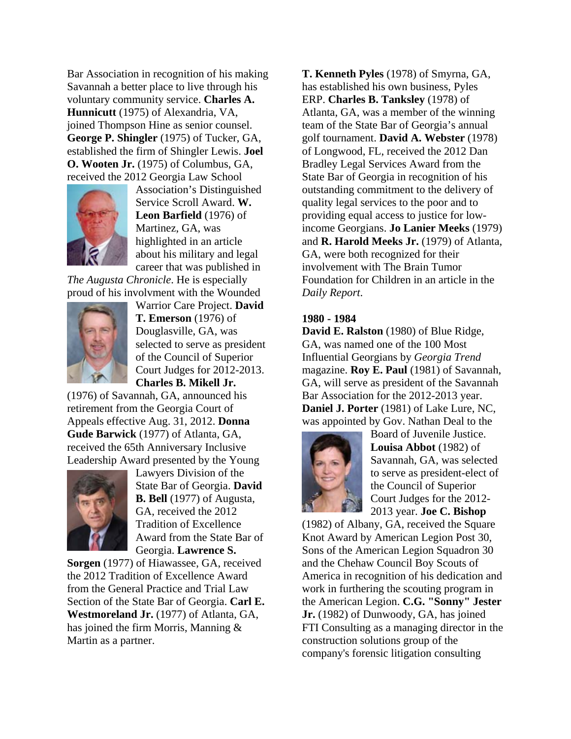Bar Association in recognition of his making Savannah a better place to live through his voluntary community service. **Charles A. Hunnicutt** (1975) of Alexandria, VA, joined Thompson Hine as senior counsel. **George P. Shingler** (1975) of Tucker, GA, established the firm of Shingler Lewis. **Joel O. Wooten Jr.** (1975) of Columbus, GA, received the 2012 Georgia Law School Association's Distinguished Service Scroll Award. **W. Leon Barfield** (1976) of Martinez, GA, was highlighted in an article about his military and legal career that was published in *The Augusta Chronicle*. He is especially proud of his involvment with the Wounded Warrior Care Project. **David T. Emerson** (1976) of Douglasville, GA, was selected to serve as president of the Council of Superior Court Judges for 2012-2013. **Charles B. Mikell Jr.** (1976) of Savannah, GA, announced his retirement from the Georgia Court of Appeals effective Aug. 31, 2012. **Donna Gude Barwick** (1977) of Atlanta, GA, received the 65th Anniversary Inclusive Leadership Award presented by the Young Lawyers Division of the State Bar of Georgia. **David B. Bell** (1977) of Augusta, GA, received the 2012 Tradition of Excellence Award from the State Bar of Georgia. **Lawrence S. Sorgen** (1977) of Hiawassee, GA, received the 2012 Tradition of Excellence Award from the General Practice and Trial Law Section of the State Bar of Georgia. **Carl E. Westmoreland Jr.** (1977) of Atlanta, GA, has joined the firm Morris, Manning & Martin as a partner.

**T. Kenneth Pyles** (1978) of Smyrna, GA, has established his own business, Pyles ERP. **Charles B. Tanksley** (1978) of Atlanta, GA, was a member of the winning team of the State Bar of Georgia's annual golf tournament. **David A. Webster** (1978) of Longwood, FL, received the 2012 Dan Bradley Legal Services Award from the State Bar of Georgia in recognition of his outstanding commitment to the delivery of quality legal services to the poor and to providing equal access to justice for low-income Georgians. **Jo Lanier Meeks** (1979) and **R. Harold Meeks Jr.** (1979) of Atlanta, GA, were both recognized for their involvement with The Brain Tumor Foundation for Children in an article in the *Daily Report*.

**1980 - 1984**

**David E. Ralston** (1980) of Blue Ridge, GA, was named one of the 100 Most Influential Georgians by *Georgia Trend* magazine. **Roy E. Paul** (1981) of Savannah, GA, will serve as president of the Savannah Bar Association for the 2012-2013 year. **Daniel J. Porter** (1981) of Lake Lure, NC, was appointed by Gov. Nathan Deal to the Board of Juvenile Justice. **Louisa Abbot** (1982) of Savannah, GA, was selected to serve as president-elect of the Council of Superior Court Judges for the 2012-2013 year. **Joe C. Bishop** (1982) of Albany, GA, received the Square Knot Award by American Legion Post 30, Sons of the American Legion Squadron 30 and the Chehaw Council Boy Scouts of America in recognition of his dedication and work in furthering the scouting program in the American Legion. **C.G. "Sonny" Jester Jr.** (1982) of Dunwoody, GA, has joined FTI Consulting as a managing director in the construction solutions group of the company's forensic litigation consulting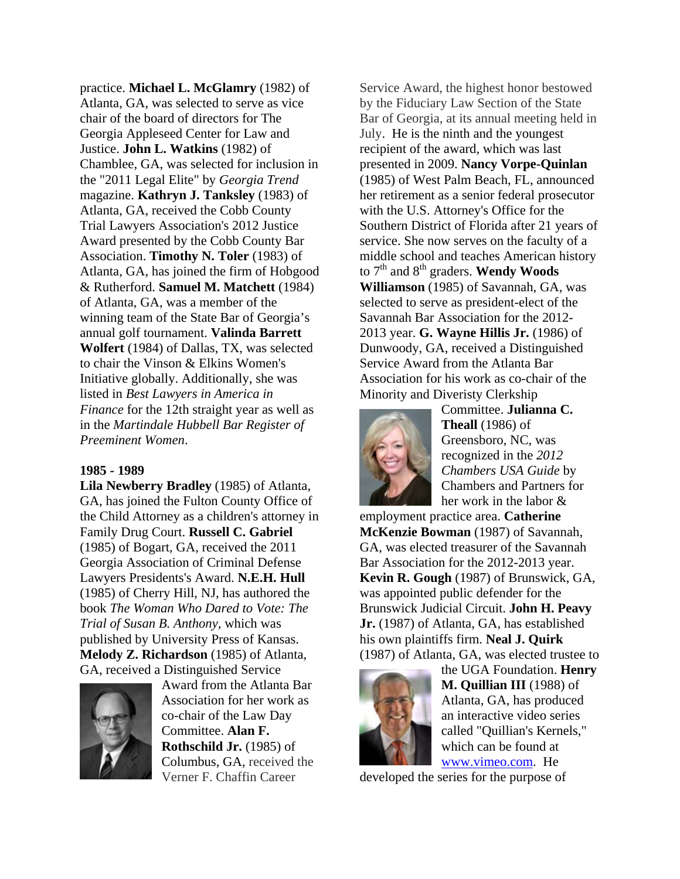practice. **Michael L. McGlamry** (1982) of Atlanta, GA, was selected to serve as vice chair of the board of directors for The Georgia Appleseed Center for Law and Justice. **John L. Watkins** (1982) of Chamblee, GA, was selected for inclusion in the "2011 Legal Elite" by *Georgia Trend* magazine. **Kathryn J. Tanksley** (1983) of Atlanta, GA, received the Cobb County Trial Lawyers Association's 2012 Justice Award presented by the Cobb County Bar Association. **Timothy N. Toler** (1983) of Atlanta, GA, has joined the firm of Hobgood & Rutherford. **Samuel M. Matchett** (1984) of Atlanta, GA, was a member of the winning team of the State Bar of Georgia's annual golf tournament. **Valinda Barrett Wolfert** (1984) of Dallas, TX, was selected to chair the Vinson & Elkins Women's Initiative globally. Additionally, she was listed in *Best Lawyers in America in Finance* for the 12th straight year as well as in the *Martindale Hubbell Bar Register of Preeminent Women*.

**1985 - 1989**

**Lila Newberry Bradley** (1985) of Atlanta, GA, has joined the Fulton County Office of the Child Attorney as a children's attorney in Family Drug Court. **Russell C. Gabriel** (1985) of Bogart, GA, received the 2011 Georgia Association of Criminal Defense Lawyers Presidents's Award. **N.E.H. Hull** (1985) of Cherry Hill, NJ, has authored the book *The Woman Who Dared to Vote: The Trial of Susan B. Anthony*, which was published by University Press of Kansas. **Melody Z. Richardson** (1985) of Atlanta, GA, received a Distinguished Service Award from the Atlanta Bar Association for her work as co-chair of the Law Day Committee. **Alan F. Rothschild Jr.** (1985) of Columbus, GA, received the Verner F. Chaffin Career Service Award, the highest honor bestowed by the Fiduciary Law Section of the State Bar of Georgia, at its annual meeting held in July. He is the ninth and the youngest recipient of the award, which was last presented in 2009. **Nancy Vorpe-Quinlan** (1985) of West Palm Beach, FL, announced her retirement as a senior federal prosecutor with the U.S. Attorney's Office for the Southern District of Florida after 21 years of service. She now serves on the faculty of a middle school and teaches American history to 7th and 8th graders. **Wendy Woods Williamson** (1985) of Savannah, GA, was selected to serve as president-elect of the Savannah Bar Association for the 2012-2013 year. **G. Wayne Hillis Jr.** (1986) of Dunwoody, GA, received a Distinguished Service Award from the Atlanta Bar Association for his work as co-chair of the Minority and Diveristy Clerkship Committee. **Julianna C. Theall** (1986) of Greensboro, NC, was recognized in the *2012 Chambers USA Guide* by Chambers and Partners for her work in the labor & employment practice area. **Catherine McKenzie Bowman** (1987) of Savannah, GA, was elected treasurer of the Savannah Bar Association for the 2012-2013 year. **Kevin R. Gough** (1987) of Brunswick, GA, was appointed public defender for the Brunswick Judicial Circuit. **John H. Peavy Jr.** (1987) of Atlanta, GA, has established his own plaintiffs firm. **Neal J. Quirk** (1987) of Atlanta, GA, was elected trustee to the UGA Foundation. **Henry M. Quillian III** (1988) of Atlanta, GA, has produced an interactive video series called "Quillian's Kernels," which can be found at www.vimeo.com. He developed the series for the purpose of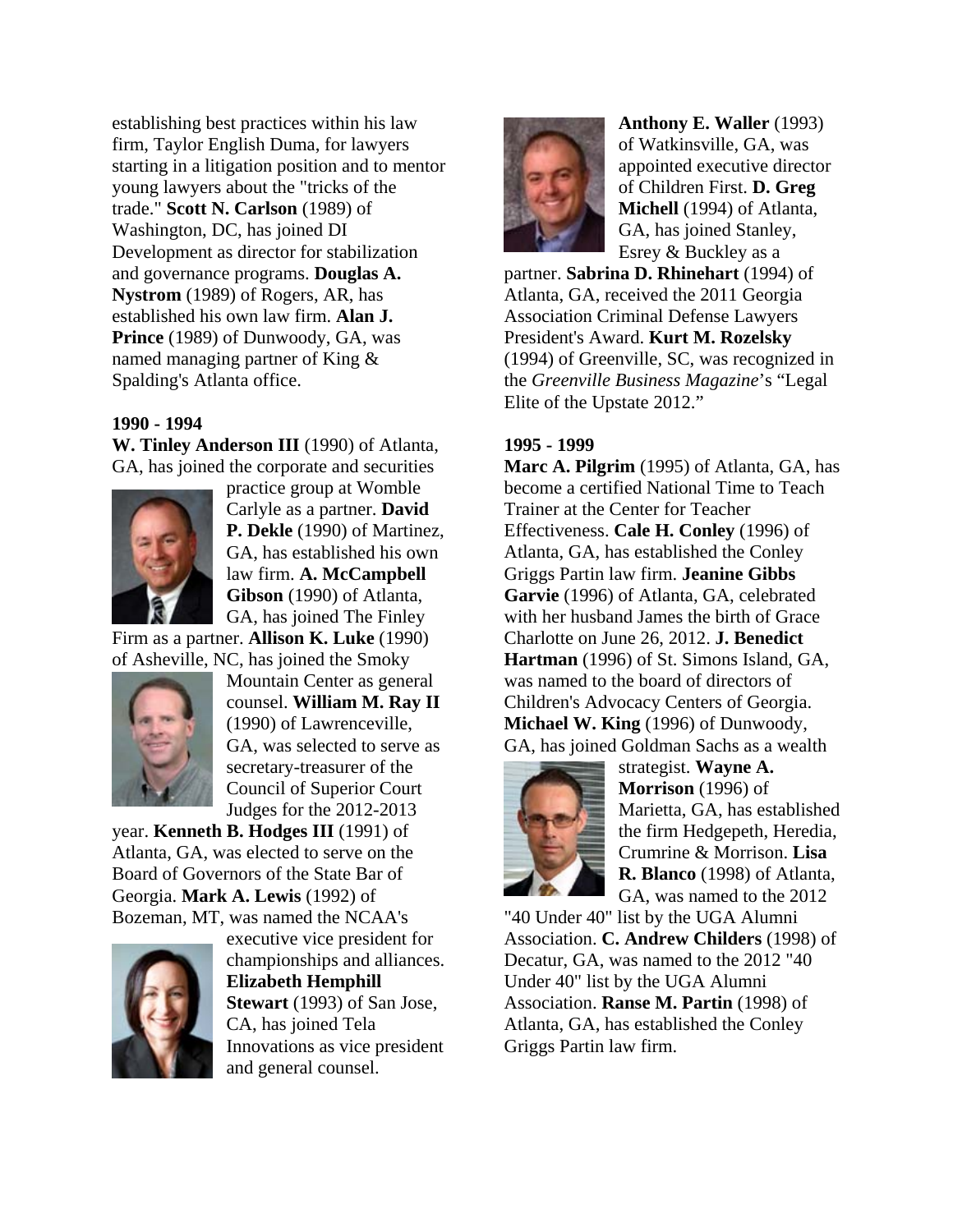establishing best practices within his law firm, Taylor English Duma, for lawyers starting in a litigation position and to mentor young lawyers about the "tricks of the trade." **Scott N. Carlson** (1989) of Washington, DC, has joined DI Development as director for stabilization and governance programs. **Douglas A. Nystrom** (1989) of Rogers, AR, has established his own law firm. **Alan J. Prince** (1989) of Dunwoody, GA, was named managing partner of King & Spalding's Atlanta office.

**1990 - 1994**

**W. Tinley Anderson III** (1990) of Atlanta, GA, has joined the corporate and securities practice group at Womble Carlyle as a partner. **David P. Dekle** (1990) of Martinez, GA, has established his own law firm. **A. McCampbell Gibson** (1990) of Atlanta, GA, has joined The Finley Firm as a partner. **Allison K. Luke** (1990) of Asheville, NC, has joined the Smoky Mountain Center as general counsel. **William M. Ray II** (1990) of Lawrenceville, GA, was selected to serve as secretary-treasurer of the Council of Superior Court Judges for the 2012-2013 year. **Kenneth B. Hodges III** (1991) of Atlanta, GA, was elected to serve on the Board of Governors of the State Bar of Georgia. **Mark A. Lewis** (1992) of Bozeman, MT, was named the NCAA's executive vice president for championships and alliances. **Elizabeth Hemphill Stewart** (1993) of San Jose, CA, has joined Tela Innovations as vice president and general counsel. **Anthony E. Waller** (1993) of Watkinsville, GA, was appointed executive director of Children First. **D. Greg Michell** (1994) of Atlanta, GA, has joined Stanley, Esrey & Buckley as a partner. **Sabrina D. Rhinehart** (1994) of Atlanta, GA, received the 2011 Georgia Association Criminal Defense Lawyers President's Award. **Kurt M. Rozelsky** (1994) of Greenville, SC, was recognized in the *Greenville Business Magazine*'s "Legal Elite of the Upstate 2012."

**1995 - 1999**

**Marc A. Pilgrim** (1995) of Atlanta, GA, has become a certified National Time to Teach Trainer at the Center for Teacher Effectiveness. **Cale H. Conley** (1996) of Atlanta, GA, has established the Conley Griggs Partin law firm. **Jeanine Gibbs Garvie** (1996) of Atlanta, GA, celebrated with her husband James the birth of Grace Charlotte on June 26, 2012. **J. Benedict Hartman** (1996) of St. Simons Island, GA, was named to the board of directors of Children's Advocacy Centers of Georgia. **Michael W. King** (1996) of Dunwoody, GA, has joined Goldman Sachs as a wealth strategist. **Wayne A. Morrison** (1996) of Marietta, GA, has established the firm Hedgepeth, Heredia, Crumrine & Morrison. **Lisa R. Blanco** (1998) of Atlanta, GA, was named to the 2012 "40 Under 40" list by the UGA Alumni Association. **C. Andrew Childers** (1998) of Decatur, GA, was named to the 2012 "40 Under 40" list by the UGA Alumni Association. **Ranse M. Partin** (1998) of Atlanta, GA, has established the Conley Griggs Partin law firm.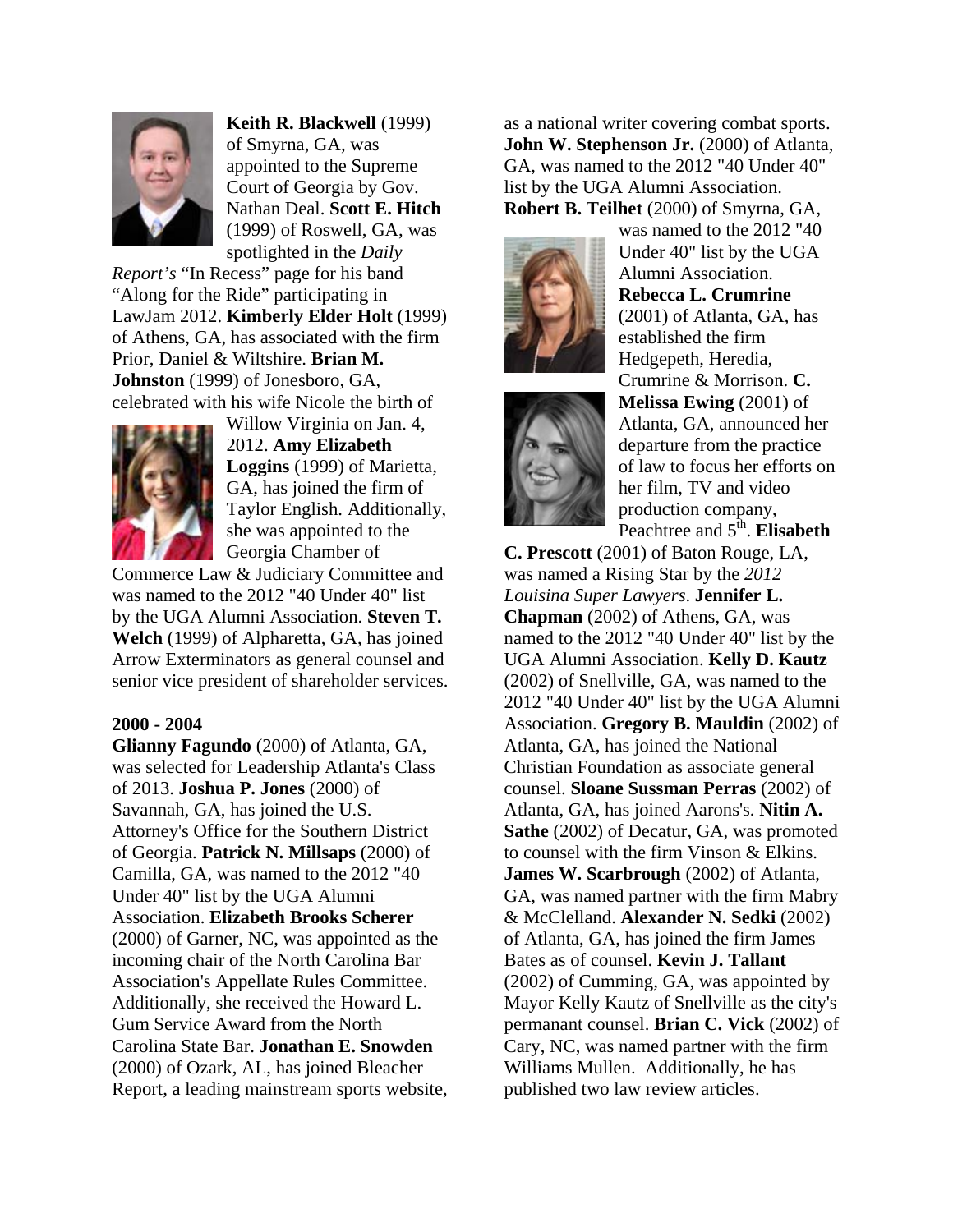**Keith R. Blackwell** (1999) of Smyrna, GA, was appointed to the Supreme Court of Georgia by Gov. Nathan Deal. **Scott E. Hitch** (1999) of Roswell, GA, was spotlighted in the *Daily Report's* "In Recess" page for his band "Along for the Ride" participating in LawJam 2012. **Kimberly Elder Holt** (1999) of Athens, GA, has associated with the firm Prior, Daniel & Wiltshire. **Brian M. Johnston** (1999) of Jonesboro, GA, celebrated with his wife Nicole the birth of Willow Virginia on Jan. 4, 2012. **Amy Elizabeth Loggins** (1999) of Marietta, GA, has joined the firm of Taylor English. Additionally, she was appointed to the Georgia Chamber of Commerce Law & Judiciary Committee and was named to the 2012 "40 Under 40" list by the UGA Alumni Association. **Steven T. Welch** (1999) of Alpharetta, GA, has joined Arrow Exterminators as general counsel and senior vice president of shareholder services.

**2000 - 2004**

**Glianny Fagundo** (2000) of Atlanta, GA, was selected for Leadership Atlanta's Class of 2013. **Joshua P. Jones** (2000) of Savannah, GA, has joined the U.S. Attorney's Office for the Southern District of Georgia. **Patrick N. Millsaps** (2000) of Camilla, GA, was named to the 2012 "40 Under 40" list by the UGA Alumni Association. **Elizabeth Brooks Scherer** (2000) of Garner, NC, was appointed as the incoming chair of the North Carolina Bar Association's Appellate Rules Committee. Additionally, she received the Howard L. Gum Service Award from the North Carolina State Bar. **Jonathan E. Snowden** (2000) of Ozark, AL, has joined Bleacher Report, a leading mainstream sports website, as a national writer covering combat sports. **John W. Stephenson Jr.** (2000) of Atlanta, GA, was named to the 2012 "40 Under 40" list by the UGA Alumni Association. **Robert B. Teilhet** (2000) of Smyrna, GA, was named to the 2012 "40 Under 40" list by the UGA Alumni Association. **Rebecca L. Crumrine** (2001) of Atlanta, GA, has established the firm Hedgepeth, Heredia, Crumrine & Morrison. **C. Melissa Ewing** (2001) of Atlanta, GA, announced her departure from the practice of law to focus her efforts on her film, TV and video production company, Peachtree and 5th. **Elisabeth C. Prescott** (2001) of Baton Rouge, LA, was named a Rising Star by the *2012 Louisina Super Lawyers*. **Jennifer L. Chapman** (2002) of Athens, GA, was named to the 2012 "40 Under 40" list by the UGA Alumni Association. **Kelly D. Kautz** (2002) of Snellville, GA, was named to the 2012 "40 Under 40" list by the UGA Alumni Association. **Gregory B. Mauldin** (2002) of Atlanta, GA, has joined the National Christian Foundation as associate general counsel. **Sloane Sussman Perras** (2002) of Atlanta, GA, has joined Aarons's. **Nitin A. Sathe** (2002) of Decatur, GA, was promoted to counsel with the firm Vinson & Elkins. **James W. Scarbrough** (2002) of Atlanta, GA, was named partner with the firm Mabry & McClelland. **Alexander N. Sedki** (2002) of Atlanta, GA, has joined the firm James Bates as of counsel. **Kevin J. Tallant** (2002) of Cumming, GA, was appointed by Mayor Kelly Kautz of Snellville as the city's permanant counsel. **Brian C. Vick** (2002) of Cary, NC, was named partner with the firm Williams Mullen. Additionally, he has published two law review articles.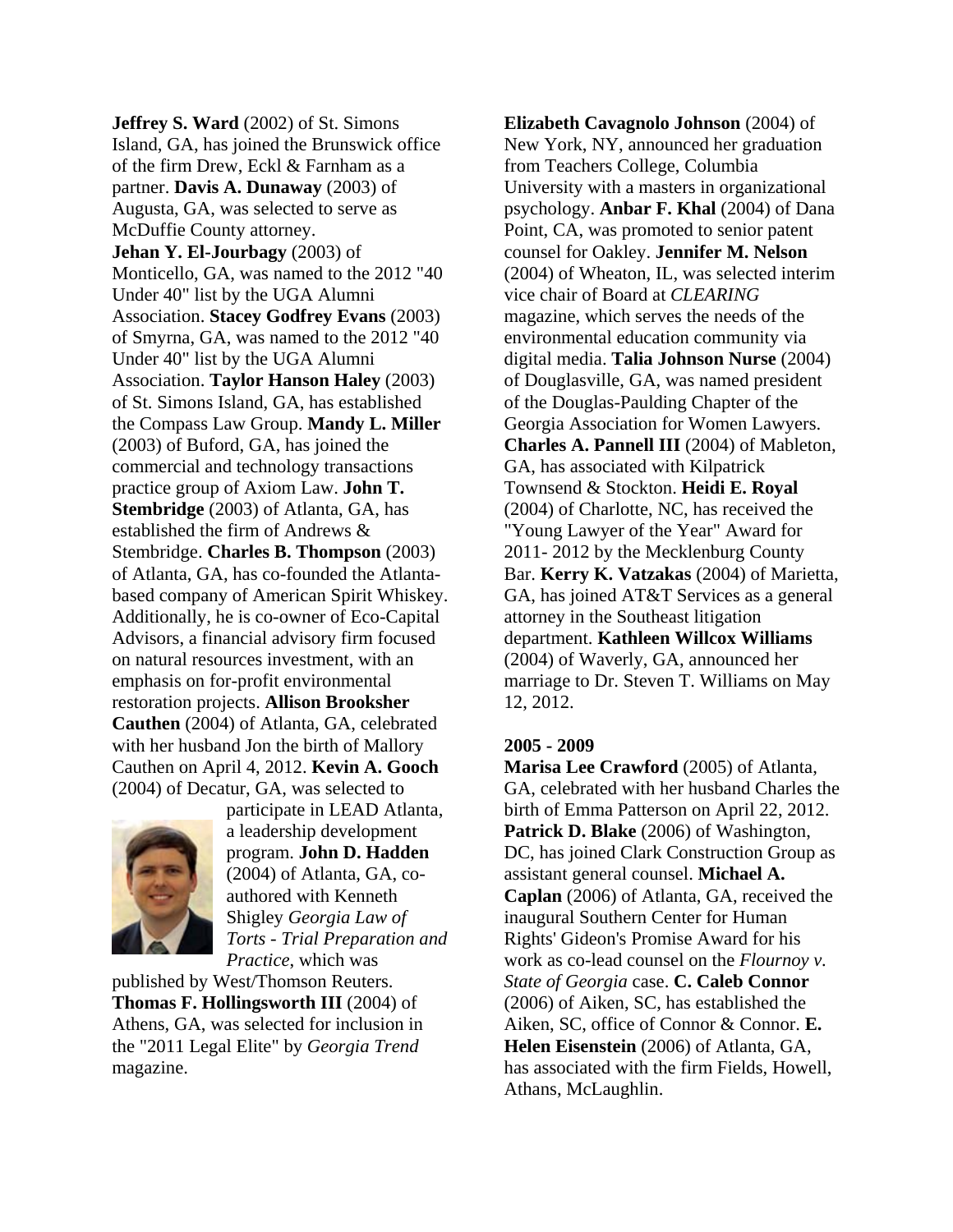**Jeffrey S. Ward** (2002) of St. Simons Island, GA, has joined the Brunswick office of the firm Drew, Eckl & Farnham as a partner. **Davis A. Dunaway** (2003) of Augusta, GA, was selected to serve as McDuffie County attorney.
**Jehan Y. El-Jourbagy** (2003) of Monticello, GA, was named to the 2012 "40 Under 40" list by the UGA Alumni Association. **Stacey Godfrey Evans** (2003) of Smyrna, GA, was named to the 2012 "40 Under 40" list by the UGA Alumni Association. **Taylor Hanson Haley** (2003) of St. Simons Island, GA, has established the Compass Law Group. **Mandy L. Miller** (2003) of Buford, GA, has joined the commercial and technology transactions practice group of Axiom Law. **John T. Stembridge** (2003) of Atlanta, GA, has established the firm of Andrews & Stembridge. **Charles B. Thompson** (2003) of Atlanta, GA, has co-founded the Atlanta-based company of American Spirit Whiskey. Additionally, he is co-owner of Eco-Capital Advisors, a financial advisory firm focused on natural resources investment, with an emphasis on for-profit environmental restoration projects. **Allison Brooksher Cauthen** (2004) of Atlanta, GA, celebrated with her husband Jon the birth of Mallory Cauthen on April 4, 2012. **Kevin A. Gooch** (2004) of Decatur, GA, was selected to participate in LEAD Atlanta, a leadership development program. **John D. Hadden** (2004) of Atlanta, GA, co-authored with Kenneth Shigley *Georgia Law of Torts - Trial Preparation and Practice*, which was published by West/Thomson Reuters. **Thomas F. Hollingsworth III** (2004) of Athens, GA, was selected for inclusion in the "2011 Legal Elite" by *Georgia Trend* magazine.

**Elizabeth Cavagnolo Johnson** (2004) of New York, NY, announced her graduation from Teachers College, Columbia University with a masters in organizational psychology. **Anbar F. Khal** (2004) of Dana Point, CA, was promoted to senior patent counsel for Oakley. **Jennifer M. Nelson** (2004) of Wheaton, IL, was selected interim vice chair of Board at *CLEARING* magazine, which serves the needs of the environmental education community via digital media. **Talia Johnson Nurse** (2004) of Douglasville, GA, was named president of the Douglas-Paulding Chapter of the Georgia Association for Women Lawyers. **Charles A. Pannell III** (2004) of Mableton, GA, has associated with Kilpatrick Townsend & Stockton. **Heidi E. Royal** (2004) of Charlotte, NC, has received the "Young Lawyer of the Year" Award for 2011- 2012 by the Mecklenburg County Bar. **Kerry K. Vatzakas** (2004) of Marietta, GA, has joined AT&T Services as a general attorney in the Southeast litigation department. **Kathleen Willcox Williams** (2004) of Waverly, GA, announced her marriage to Dr. Steven T. Williams on May 12, 2012.

**2005 - 2009**

**Marisa Lee Crawford** (2005) of Atlanta, GA, celebrated with her husband Charles the birth of Emma Patterson on April 22, 2012. **Patrick D. Blake** (2006) of Washington, DC, has joined Clark Construction Group as assistant general counsel. **Michael A. Caplan** (2006) of Atlanta, GA, received the inaugural Southern Center for Human Rights' Gideon's Promise Award for his work as co-lead counsel on the *Flournoy v. State of Georgia* case. **C. Caleb Connor** (2006) of Aiken, SC, has established the Aiken, SC, office of Connor & Connor. **E. Helen Eisenstein** (2006) of Atlanta, GA, has associated with the firm Fields, Howell, Athans, McLaughlin.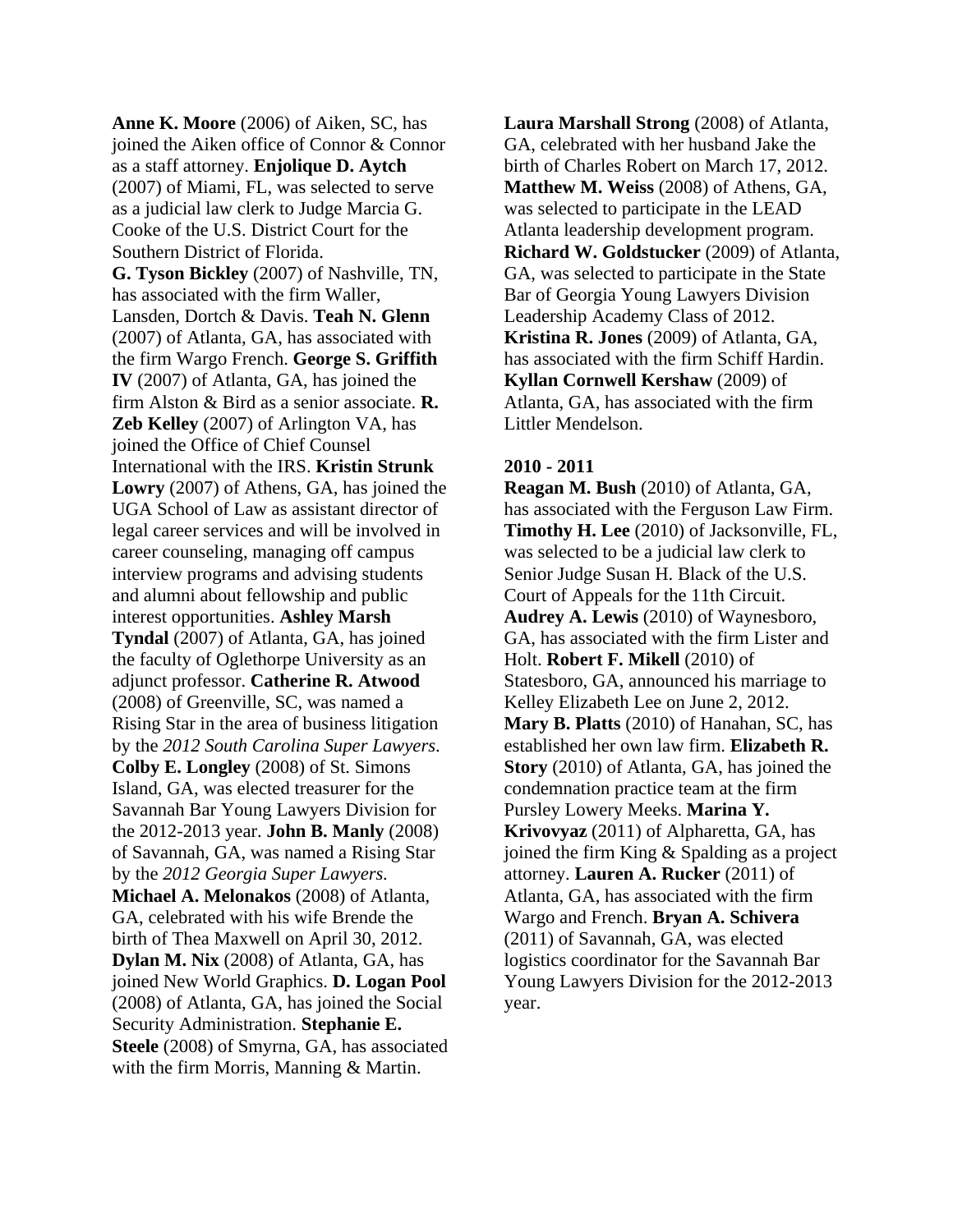**Anne K. Moore** (2006) of Aiken, SC, has joined the Aiken office of Connor & Connor as a staff attorney. **Enjolique D. Aytch** (2007) of Miami, FL, was selected to serve as a judicial law clerk to Judge Marcia G. Cooke of the U.S. District Court for the Southern District of Florida.
**G. Tyson Bickley** (2007) of Nashville, TN, has associated with the firm Waller, Lansden, Dortch & Davis. **Teah N. Glenn** (2007) of Atlanta, GA, has associated with the firm Wargo French. **George S. Griffith IV** (2007) of Atlanta, GA, has joined the firm Alston & Bird as a senior associate. **R. Zeb Kelley** (2007) of Arlington VA, has joined the Office of Chief Counsel International with the IRS. **Kristin Strunk Lowry** (2007) of Athens, GA, has joined the UGA School of Law as assistant director of legal career services and will be involved in career counseling, managing off campus interview programs and advising students and alumni about fellowship and public interest opportunities. **Ashley Marsh Tyndal** (2007) of Atlanta, GA, has joined the faculty of Oglethorpe University as an adjunct professor. **Catherine R. Atwood** (2008) of Greenville, SC, was named a Rising Star in the area of business litigation by the *2012 South Carolina Super Lawyers*. **Colby E. Longley** (2008) of St. Simons Island, GA, was elected treasurer for the Savannah Bar Young Lawyers Division for the 2012-2013 year. **John B. Manly** (2008) of Savannah, GA, was named a Rising Star by the *2012 Georgia Super Lawyers.*
**Michael A. Melonakos** (2008) of Atlanta, GA, celebrated with his wife Brende the birth of Thea Maxwell on April 30, 2012. **Dylan M. Nix** (2008) of Atlanta, GA, has joined New World Graphics. **D. Logan Pool** (2008) of Atlanta, GA, has joined the Social Security Administration. **Stephanie E. Steele** (2008) of Smyrna, GA, has associated with the firm Morris, Manning & Martin.
**Laura Marshall Strong** (2008) of Atlanta, GA, celebrated with her husband Jake the birth of Charles Robert on March 17, 2012. **Matthew M. Weiss** (2008) of Athens, GA, was selected to participate in the LEAD Atlanta leadership development program. **Richard W. Goldstucker** (2009) of Atlanta, GA, was selected to participate in the State Bar of Georgia Young Lawyers Division Leadership Academy Class of 2012. **Kristina R. Jones** (2009) of Atlanta, GA, has associated with the firm Schiff Hardin. **Kyllan Cornwell Kershaw** (2009) of Atlanta, GA, has associated with the firm Littler Mendelson.

**2010 - 2011**

**Reagan M. Bush** (2010) of Atlanta, GA, has associated with the Ferguson Law Firm. **Timothy H. Lee** (2010) of Jacksonville, FL, was selected to be a judicial law clerk to Senior Judge Susan H. Black of the U.S. Court of Appeals for the 11th Circuit. **Audrey A. Lewis** (2010) of Waynesboro, GA, has associated with the firm Lister and Holt. **Robert F. Mikell** (2010) of Statesboro, GA, announced his marriage to Kelley Elizabeth Lee on June 2, 2012. **Mary B. Platts** (2010) of Hanahan, SC, has established her own law firm. **Elizabeth R. Story** (2010) of Atlanta, GA, has joined the condemnation practice team at the firm Pursley Lowery Meeks. **Marina Y. Krivovyaz** (2011) of Alpharetta, GA, has joined the firm King & Spalding as a project attorney. **Lauren A. Rucker** (2011) of Atlanta, GA, has associated with the firm Wargo and French. **Bryan A. Schivera** (2011) of Savannah, GA, was elected logistics coordinator for the Savannah Bar Young Lawyers Division for the 2012-2013 year.